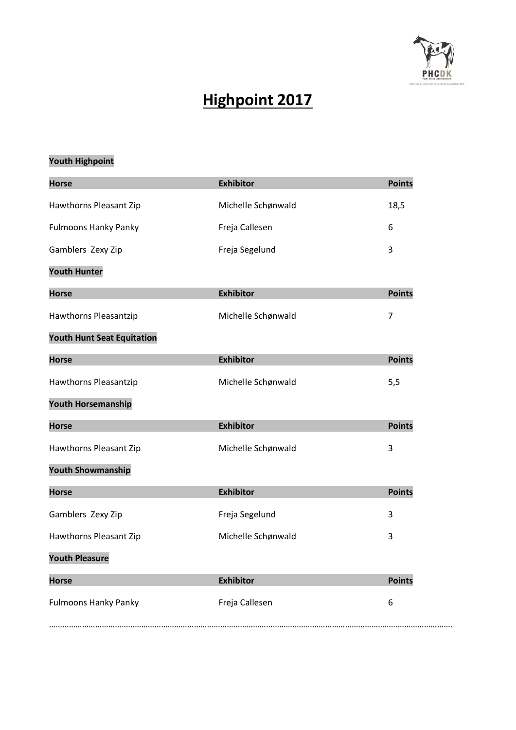# Highpoint 2017

**Youth Highpoint**

| Horse | Exhibitor | Points |
|---|---|---|
| Hawthorns Pleasant Zip | Michelle Schønwald | 18,5 |
| Fulmoons Hanky Panky | Freja Callesen | 6 |
| Gamblers  Zexy Zip | Freja Segelund | 3 |

**Youth Hunter**

| Horse | Exhibitor | Points |
|---|---|---|
| Hawthorns Pleasantzip | Michelle Schønwald | 7 |

**Youth Hunt Seat Equitation**

| Horse | Exhibitor | Points |
|---|---|---|
| Hawthorns Pleasantzip | Michelle Schønwald | 5,5 |

**Youth Horsemanship**

| Horse | Exhibitor | Points |
|---|---|---|
| Hawthorns Pleasant Zip | Michelle Schønwald | 3 |

**Youth Showmanship**

| Horse | Exhibitor | Points |
|---|---|---|
| Gamblers  Zexy Zip | Freja Segelund | 3 |
| Hawthorns Pleasant Zip | Michelle Schønwald | 3 |

**Youth Pleasure**

| Horse | Exhibitor | Points |
|---|---|---|
| Fulmoons Hanky Panky | Freja Callesen | 6 |

…………………………………………………………………………………………………………………………………………………………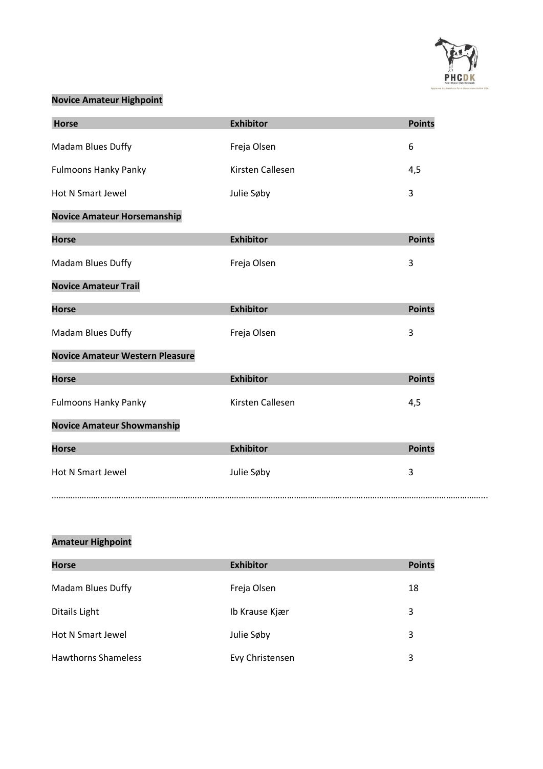**Novice Amateur Highpoint**

| Horse | Exhibitor | Points |
| --- | --- | --- |
| Madam Blues Duffy | Freja Olsen | 6 |
| Fulmoons Hanky Panky | Kirsten Callesen | 4,5 |
| Hot N Smart Jewel | Julie Søby | 3 |

**Novice Amateur Horsemanship**

| Horse | Exhibitor | Points |
| --- | --- | --- |
| Madam Blues Duffy | Freja Olsen | 3 |

**Novice Amateur Trail**

| Horse | Exhibitor | Points |
| --- | --- | --- |
| Madam Blues Duffy | Freja Olsen | 3 |

**Novice Amateur Western Pleasure**

| Horse | Exhibitor | Points |
| --- | --- | --- |
| Fulmoons Hanky Panky | Kirsten Callesen | 4,5 |

**Novice Amateur Showmanship**

| Horse | Exhibitor | Points |
| --- | --- | --- |
| Hot N Smart Jewel | Julie Søby | 3 |

…………………………………………………………………………………………………………………………………………………………………

**Amateur Highpoint**

| Horse | Exhibitor | Points |
| --- | --- | --- |
| Madam Blues Duffy | Freja Olsen | 18 |
| Ditails Light | Ib Krause Kjær | 3 |
| Hot N Smart Jewel | Julie Søby | 3 |
| Hawthorns Shameless | Evy Christensen | 3 |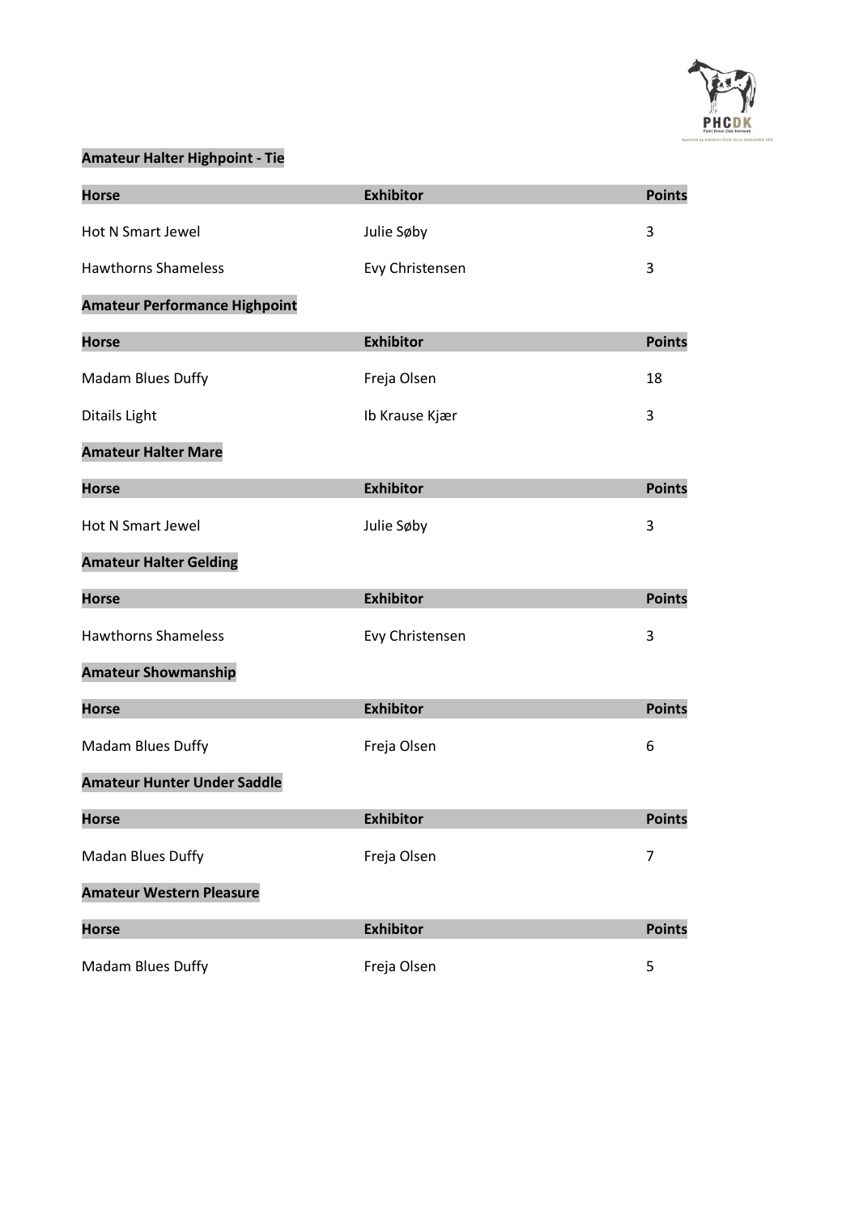## Amateur Halter Highpoint - Tie

| Horse | Exhibitor | Points |
|---|---|---|
| Hot N Smart Jewel | Julie Søby | 3 |
| Hawthorns Shameless | Evy Christensen | 3 |

## Amateur Performance Highpoint

| Horse | Exhibitor | Points |
|---|---|---|
| Madam Blues Duffy | Freja Olsen | 18 |
| Ditails Light | Ib Krause Kjær | 3 |

## Amateur Halter Mare

| Horse | Exhibitor | Points |
|---|---|---|
| Hot N Smart Jewel | Julie Søby | 3 |

## Amateur Halter Gelding

| Horse | Exhibitor | Points |
|---|---|---|
| Hawthorns Shameless | Evy Christensen | 3 |

## Amateur Showmanship

| Horse | Exhibitor | Points |
|---|---|---|
| Madam Blues Duffy | Freja Olsen | 6 |

## Amateur Hunter Under Saddle

| Horse | Exhibitor | Points |
|---|---|---|
| Madan Blues Duffy | Freja Olsen | 7 |

## Amateur Western Pleasure

| Horse | Exhibitor | Points |
|---|---|---|
| Madam Blues Duffy | Freja Olsen | 5 |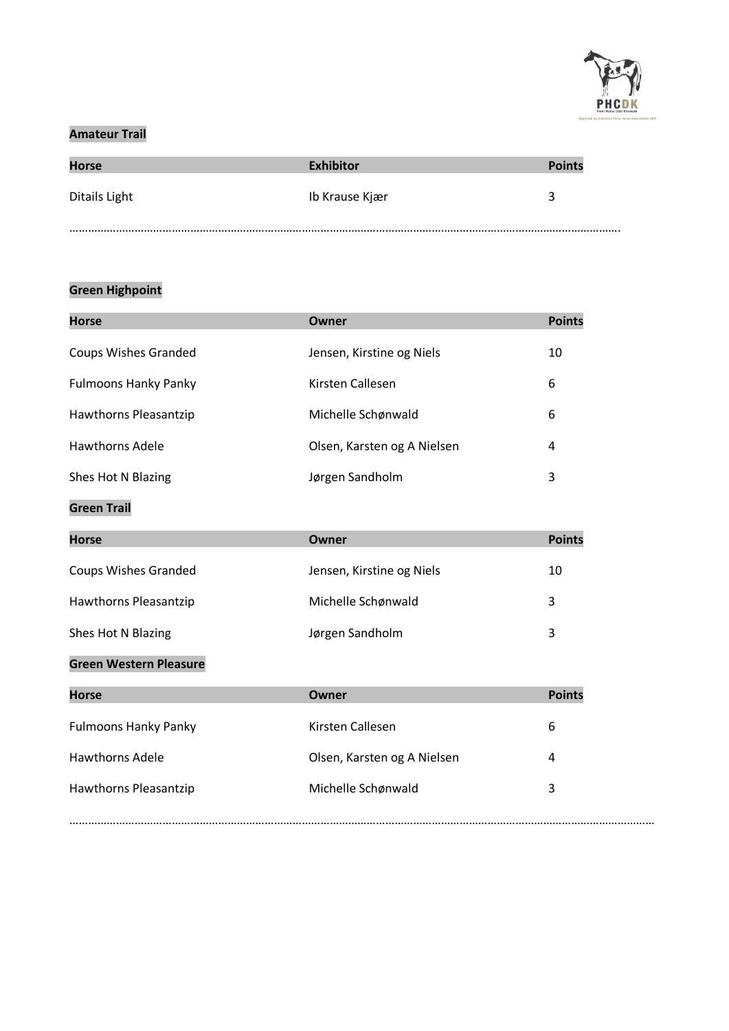**Amateur Trail**

| Horse | Exhibitor | Points |
|---|---|---|
| Ditails Light | Ib Krause Kjær | 3 |

……………………………………………………………………………………………………………………………………………………….

**Green Highpoint**

| Horse | Owner | Points |
|---|---|---|
| Coups Wishes Granded | Jensen, Kirstine og Niels | 10 |
| Fulmoons Hanky Panky | Kirsten Callesen | 6 |
| Hawthorns Pleasantzip | Michelle Schønwald | 6 |
| Hawthorns Adele | Olsen, Karsten og A Nielsen | 4 |
| Shes Hot N Blazing | Jørgen Sandholm | 3 |

**Green Trail**

| Horse | Owner | Points |
|---|---|---|
| Coups Wishes Granded | Jensen, Kirstine og Niels | 10 |
| Hawthorns Pleasantzip | Michelle Schønwald | 3 |
| Shes Hot N Blazing | Jørgen Sandholm | 3 |

**Green Western Pleasure**

| Horse | Owner | Points |
|---|---|---|
| Fulmoons Hanky Panky | Kirsten Callesen | 6 |
| Hawthorns Adele | Olsen, Karsten og A Nielsen | 4 |
| Hawthorns Pleasantzip | Michelle Schønwald | 3 |

…………………………………………………………………………………………………………………………………………………………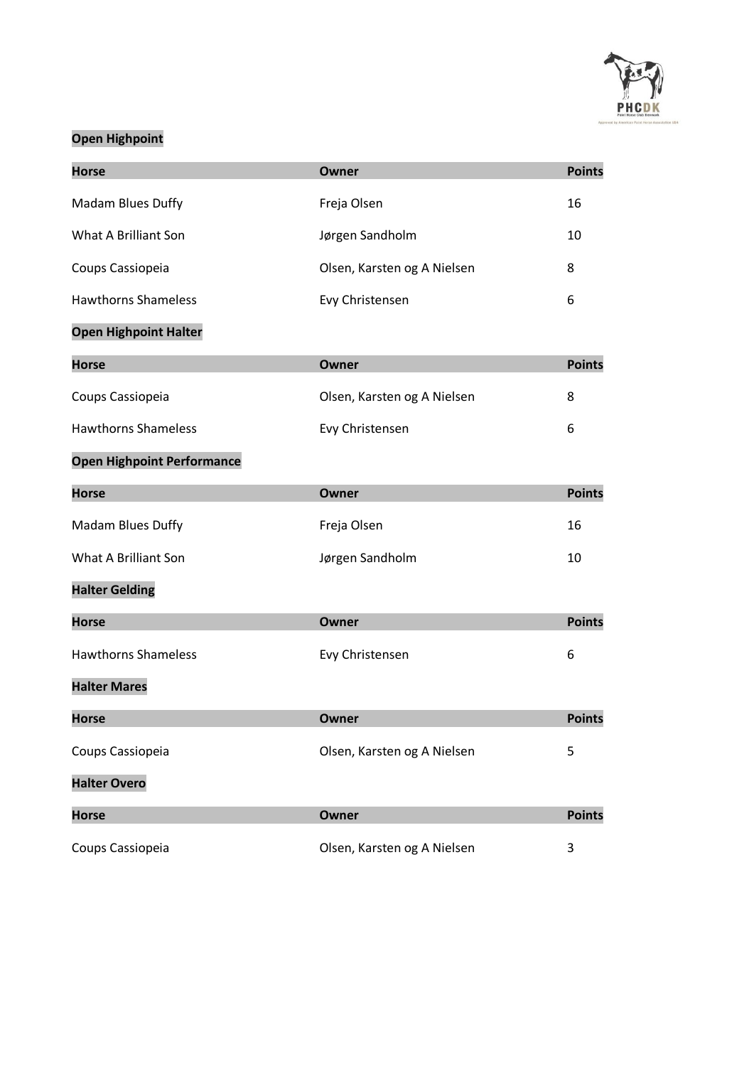**Open Highpoint**

| Horse | Owner | Points |
|---|---|---|
| Madam Blues Duffy | Freja Olsen | 16 |
| What A Brilliant Son | Jørgen Sandholm | 10 |
| Coups Cassiopeia | Olsen, Karsten og A Nielsen | 8 |
| Hawthorns Shameless | Evy Christensen | 6 |

**Open Highpoint Halter**

| Horse | Owner | Points |
|---|---|---|
| Coups Cassiopeia | Olsen, Karsten og A Nielsen | 8 |
| Hawthorns Shameless | Evy Christensen | 6 |

**Open Highpoint Performance**

| Horse | Owner | Points |
|---|---|---|
| Madam Blues Duffy | Freja Olsen | 16 |
| What A Brilliant Son | Jørgen Sandholm | 10 |

**Halter Gelding**

| Horse | Owner | Points |
|---|---|---|
| Hawthorns Shameless | Evy Christensen | 6 |

**Halter Mares**

| Horse | Owner | Points |
|---|---|---|
| Coups Cassiopeia | Olsen, Karsten og A Nielsen | 5 |

**Halter Overo**

| Horse | Owner | Points |
|---|---|---|
| Coups Cassiopeia | Olsen, Karsten og A Nielsen | 3 |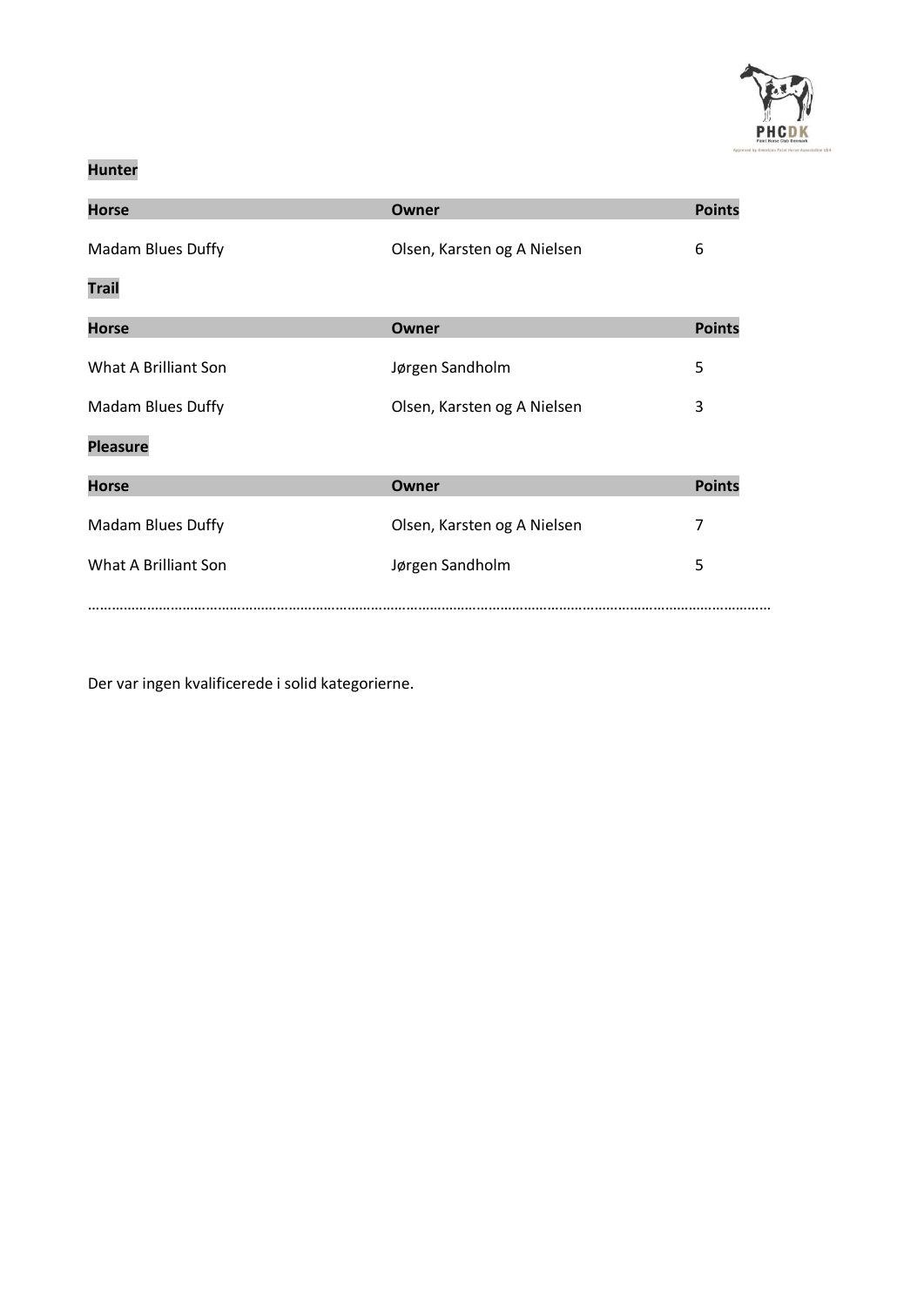**Hunter**

| Horse | Owner | Points |
| --- | --- | --- |
| Madam Blues Duffy | Olsen, Karsten og A Nielsen | 6 |

**Trail**

| Horse | Owner | Points |
| --- | --- | --- |
| What A Brilliant Son | Jørgen Sandholm | 5 |
| Madam Blues Duffy | Olsen, Karsten og A Nielsen | 3 |

**Pleasure**

| Horse | Owner | Points |
| --- | --- | --- |
| Madam Blues Duffy | Olsen, Karsten og A Nielsen | 7 |
| What A Brilliant Son | Jørgen Sandholm | 5 |

………………………………………………………………………………………………………………………………………………………

Der var ingen kvalificerede i solid kategorierne.